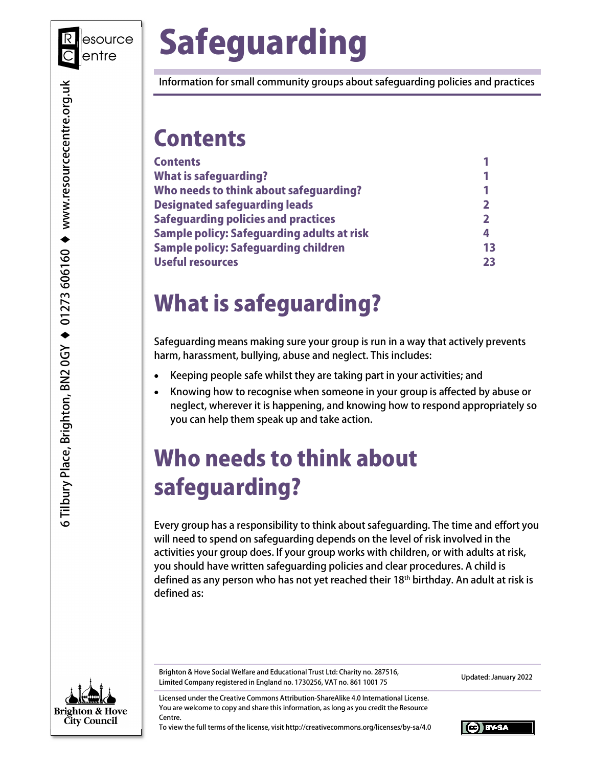# Safeguarding

Information for small community groups about safeguarding policies and practices

## Contents

| | |
|---|---|
| Contents | 1 |
| What is safeguarding? | 1 |
| Who needs to think about safeguarding? | 1 |
| Designated safeguarding leads | 2 |
| Safeguarding policies and practices | 2 |
| Sample policy: Safeguarding adults at risk | 4 |
| Sample policy: Safeguarding children | 13 |
| Useful resources | 23 |

## What is safeguarding?

Safeguarding means making sure your group is run in a way that actively prevents harm, harassment, bullying, abuse and neglect. This includes:

- Keeping people safe whilst they are taking part in your activities; and
- Knowing how to recognise when someone in your group is affected by abuse or neglect, wherever it is happening, and knowing how to respond appropriately so you can help them speak up and take action.

## Who needs to think about safeguarding?

Every group has a responsibility to think about safeguarding. The time and effort you will need to spend on safeguarding depends on the level of risk involved in the activities your group does. If your group works with children, or with adults at risk, you should have written safeguarding policies and clear procedures. A child is defined as any person who has not yet reached their 18th birthday. An adult at risk is defined as:

6 Tilbury Place, Brighton, BN2 0GY ◆ 01273 606160 ◆ www.resourcecentre.org.uk

Brighton & Hove Social Welfare and Educational Trust Ltd: Charity no. 287516, Limited Company registered in England no. 1730256, VAT no. 861 1001 75

Updated: January 2022

Licensed under the Creative Commons Attribution-ShareAlike 4.0 International License. You are welcome to copy and share this information, as long as you credit the Resource Centre.
To view the full terms of the license, visit http://creativecommons.org/by-sa/4.0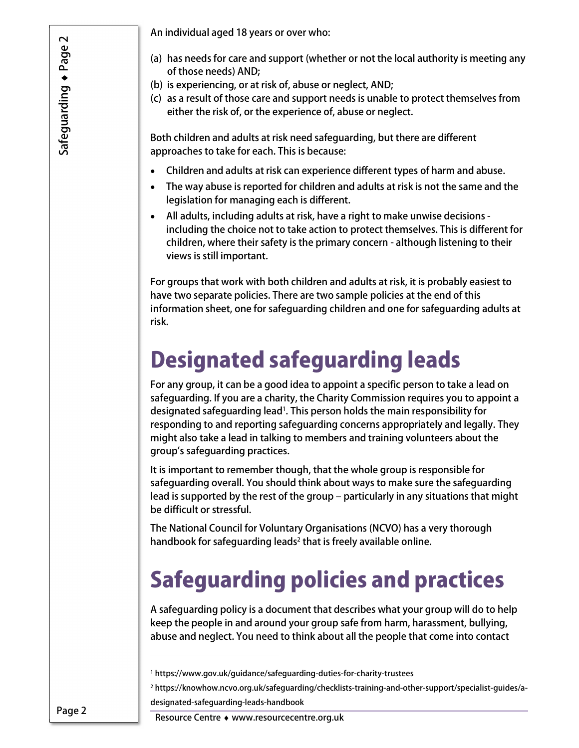An individual aged 18 years or over who:

(a) has needs for care and support (whether or not the local authority is meeting any of those needs) AND;
(b) is experiencing, or at risk of, abuse or neglect, AND;
(c) as a result of those care and support needs is unable to protect themselves from either the risk of, or the experience of, abuse or neglect.

Both children and adults at risk need safeguarding, but there are different approaches to take for each. This is because:

- Children and adults at risk can experience different types of harm and abuse.
- The way abuse is reported for children and adults at risk is not the same and the legislation for managing each is different.
- All adults, including adults at risk, have a right to make unwise decisions - including the choice not to take action to protect themselves. This is different for children, where their safety is the primary concern - although listening to their views is still important.

For groups that work with both children and adults at risk, it is probably easiest to have two separate policies. There are two sample policies at the end of this information sheet, one for safeguarding children and one for safeguarding adults at risk.

# Designated safeguarding leads

For any group, it can be a good idea to appoint a specific person to take a lead on safeguarding. If you are a charity, the Charity Commission requires you to appoint a designated safeguarding lead[1]. This person holds the main responsibility for responding to and reporting safeguarding concerns appropriately and legally. They might also take a lead in talking to members and training volunteers about the group's safeguarding practices.

It is important to remember though, that the whole group is responsible for safeguarding overall. You should think about ways to make sure the safeguarding lead is supported by the rest of the group – particularly in any situations that might be difficult or stressful.

The National Council for Voluntary Organisations (NCVO) has a very thorough handbook for safeguarding leads[2] that is freely available online.

# Safeguarding policies and practices

A safeguarding policy is a document that describes what your group will do to help keep the people in and around your group safe from harm, harassment, bullying, abuse and neglect. You need to think about all the people that come into contact

---

[1] https://www.gov.uk/guidance/safeguarding-duties-for-charity-trustees

[2] https://knowhow.ncvo.org.uk/safeguarding/checklists-training-and-other-support/specialist-guides/a-designated-safeguarding-leads-handbook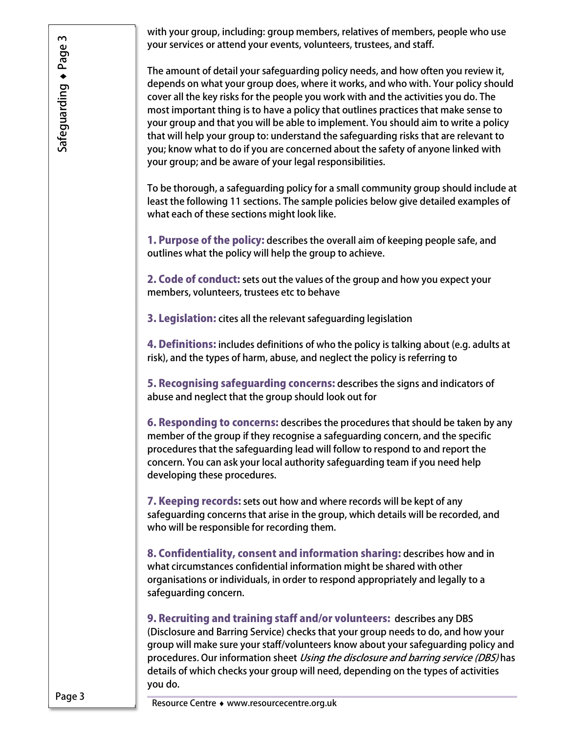with your group, including: group members, relatives of members, people who use your services or attend your events, volunteers, trustees, and staff.

The amount of detail your safeguarding policy needs, and how often you review it, depends on what your group does, where it works, and who with. Your policy should cover all the key risks for the people you work with and the activities you do. The most important thing is to have a policy that outlines practices that make sense to your group and that you will be able to implement. You should aim to write a policy that will help your group to: understand the safeguarding risks that are relevant to you; know what to do if you are concerned about the safety of anyone linked with your group; and be aware of your legal responsibilities.

To be thorough, a safeguarding policy for a small community group should include at least the following 11 sections. The sample policies below give detailed examples of what each of these sections might look like.

**1. Purpose of the policy:** describes the overall aim of keeping people safe, and outlines what the policy will help the group to achieve.

**2. Code of conduct:** sets out the values of the group and how you expect your members, volunteers, trustees etc to behave

**3. Legislation:** cites all the relevant safeguarding legislation

**4. Definitions:** includes definitions of who the policy is talking about (e.g. adults at risk), and the types of harm, abuse, and neglect the policy is referring to

**5. Recognising safeguarding concerns:** describes the signs and indicators of abuse and neglect that the group should look out for

**6. Responding to concerns:** describes the procedures that should be taken by any member of the group if they recognise a safeguarding concern, and the specific procedures that the safeguarding lead will follow to respond to and report the concern. You can ask your local authority safeguarding team if you need help developing these procedures.

**7. Keeping records:** sets out how and where records will be kept of any safeguarding concerns that arise in the group, which details will be recorded, and who will be responsible for recording them.

**8. Confidentiality, consent and information sharing:** describes how and in what circumstances confidential information might be shared with other organisations or individuals, in order to respond appropriately and legally to a safeguarding concern.

**9. Recruiting and training staff and/or volunteers:** describes any DBS (Disclosure and Barring Service) checks that your group needs to do, and how your group will make sure your staff/volunteers know about your safeguarding policy and procedures. Our information sheet *Using the disclosure and barring service (DBS)* has details of which checks your group will need, depending on the types of activities you do.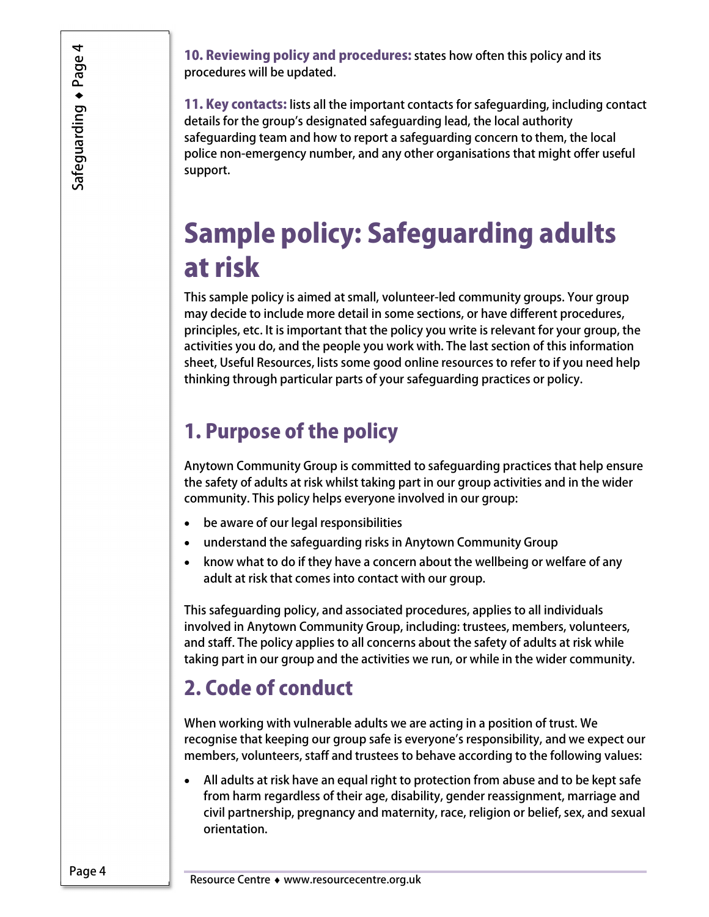**10. Reviewing policy and procedures:** states how often this policy and its procedures will be updated.

**11. Key contacts:** lists all the important contacts for safeguarding, including contact details for the group's designated safeguarding lead, the local authority safeguarding team and how to report a safeguarding concern to them, the local police non-emergency number, and any other organisations that might offer useful support.

# Sample policy: Safeguarding adults at risk

This sample policy is aimed at small, volunteer-led community groups. Your group may decide to include more detail in some sections, or have different procedures, principles, etc. It is important that the policy you write is relevant for your group, the activities you do, and the people you work with. The last section of this information sheet, Useful Resources, lists some good online resources to refer to if you need help thinking through particular parts of your safeguarding practices or policy.

## 1. Purpose of the policy

Anytown Community Group is committed to safeguarding practices that help ensure the safety of adults at risk whilst taking part in our group activities and in the wider community. This policy helps everyone involved in our group:

- be aware of our legal responsibilities
- understand the safeguarding risks in Anytown Community Group
- know what to do if they have a concern about the wellbeing or welfare of any adult at risk that comes into contact with our group.

This safeguarding policy, and associated procedures, applies to all individuals involved in Anytown Community Group, including: trustees, members, volunteers, and staff. The policy applies to all concerns about the safety of adults at risk while taking part in our group and the activities we run, or while in the wider community.

## 2. Code of conduct

When working with vulnerable adults we are acting in a position of trust. We recognise that keeping our group safe is everyone's responsibility, and we expect our members, volunteers, staff and trustees to behave according to the following values:

- All adults at risk have an equal right to protection from abuse and to be kept safe from harm regardless of their age, disability, gender reassignment, marriage and civil partnership, pregnancy and maternity, race, religion or belief, sex, and sexual orientation.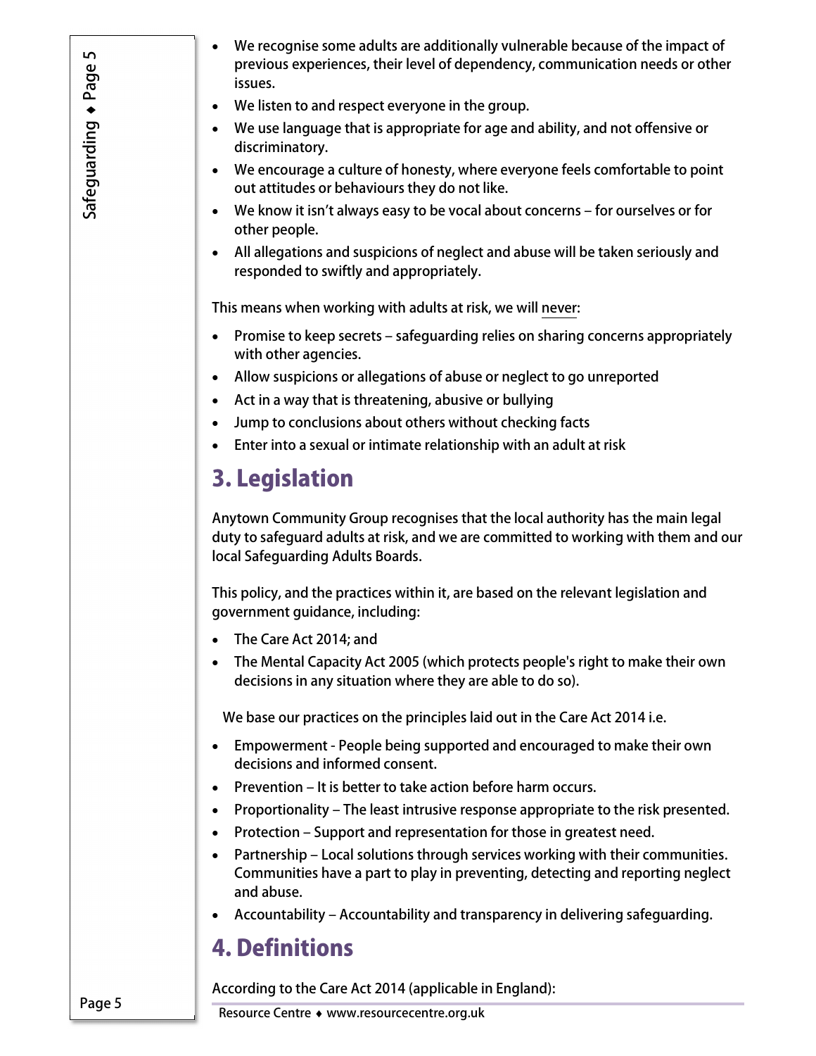- We recognise some adults are additionally vulnerable because of the impact of previous experiences, their level of dependency, communication needs or other issues.
- We listen to and respect everyone in the group.
- We use language that is appropriate for age and ability, and not offensive or discriminatory.
- We encourage a culture of honesty, where everyone feels comfortable to point out attitudes or behaviours they do not like.
- We know it isn't always easy to be vocal about concerns – for ourselves or for other people.
- All allegations and suspicions of neglect and abuse will be taken seriously and responded to swiftly and appropriately.

This means when working with adults at risk, we will never:

- Promise to keep secrets – safeguarding relies on sharing concerns appropriately with other agencies.
- Allow suspicions or allegations of abuse or neglect to go unreported
- Act in a way that is threatening, abusive or bullying
- Jump to conclusions about others without checking facts
- Enter into a sexual or intimate relationship with an adult at risk

## 3. Legislation

Anytown Community Group recognises that the local authority has the main legal duty to safeguard adults at risk, and we are committed to working with them and our local Safeguarding Adults Boards.

This policy, and the practices within it, are based on the relevant legislation and government guidance, including:

- The Care Act 2014; and
- The Mental Capacity Act 2005 (which protects people's right to make their own decisions in any situation where they are able to do so).

We base our practices on the principles laid out in the Care Act 2014 i.e.

- Empowerment - People being supported and encouraged to make their own decisions and informed consent.
- Prevention – It is better to take action before harm occurs.
- Proportionality – The least intrusive response appropriate to the risk presented.
- Protection – Support and representation for those in greatest need.
- Partnership – Local solutions through services working with their communities. Communities have a part to play in preventing, detecting and reporting neglect and abuse.
- Accountability – Accountability and transparency in delivering safeguarding.

## 4. Definitions

According to the Care Act 2014 (applicable in England):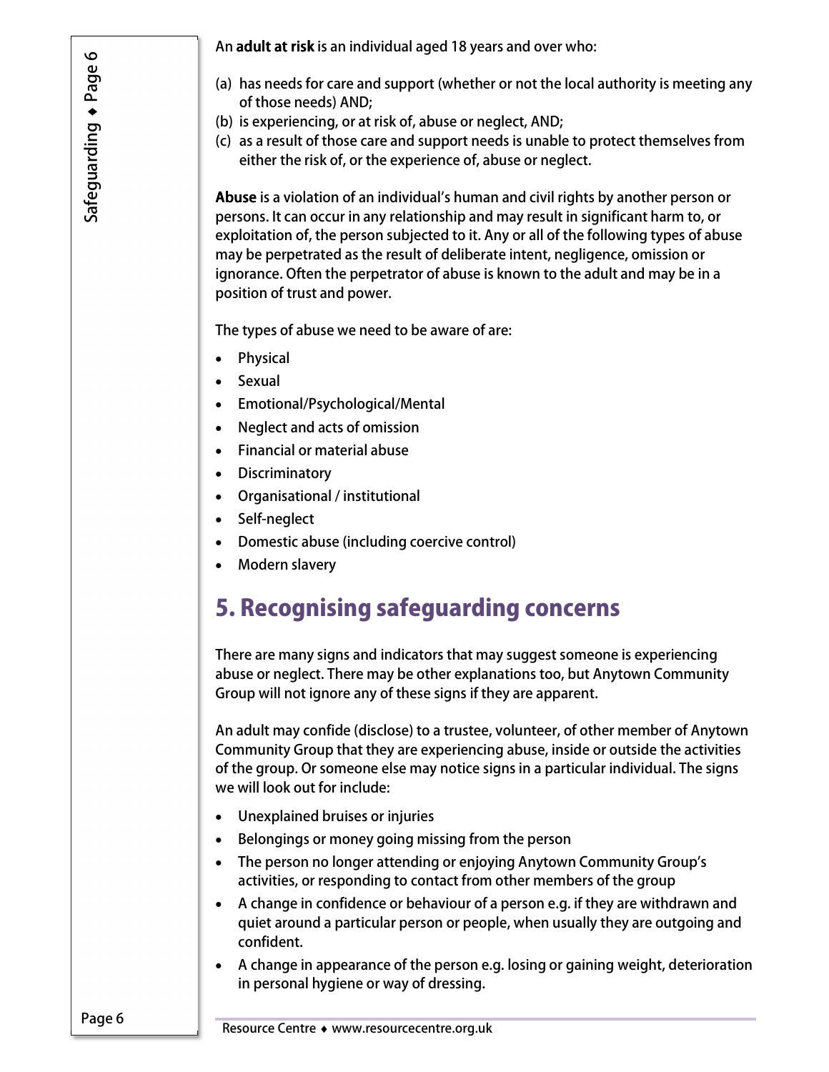An **adult at risk** is an individual aged 18 years and over who:

(a) has needs for care and support (whether or not the local authority is meeting any of those needs) AND;
(b) is experiencing, or at risk of, abuse or neglect, AND;
(c) as a result of those care and support needs is unable to protect themselves from either the risk of, or the experience of, abuse or neglect.

**Abuse** is a violation of an individual's human and civil rights by another person or persons. It can occur in any relationship and may result in significant harm to, or exploitation of, the person subjected to it. Any or all of the following types of abuse may be perpetrated as the result of deliberate intent, negligence, omission or ignorance. Often the perpetrator of abuse is known to the adult and may be in a position of trust and power.

The types of abuse we need to be aware of are:

- Physical
- Sexual
- Emotional/Psychological/Mental
- Neglect and acts of omission
- Financial or material abuse
- Discriminatory
- Organisational / institutional
- Self-neglect
- Domestic abuse (including coercive control)
- Modern slavery

## 5. Recognising safeguarding concerns

There are many signs and indicators that may suggest someone is experiencing abuse or neglect. There may be other explanations too, but Anytown Community Group will not ignore any of these signs if they are apparent.

An adult may confide (disclose) to a trustee, volunteer, of other member of Anytown Community Group that they are experiencing abuse, inside or outside the activities of the group. Or someone else may notice signs in a particular individual. The signs we will look out for include:

- Unexplained bruises or injuries
- Belongings or money going missing from the person
- The person no longer attending or enjoying Anytown Community Group's activities, or responding to contact from other members of the group
- A change in confidence or behaviour of a person e.g. if they are withdrawn and quiet around a particular person or people, when usually they are outgoing and confident.
- A change in appearance of the person e.g. losing or gaining weight, deterioration in personal hygiene or way of dressing.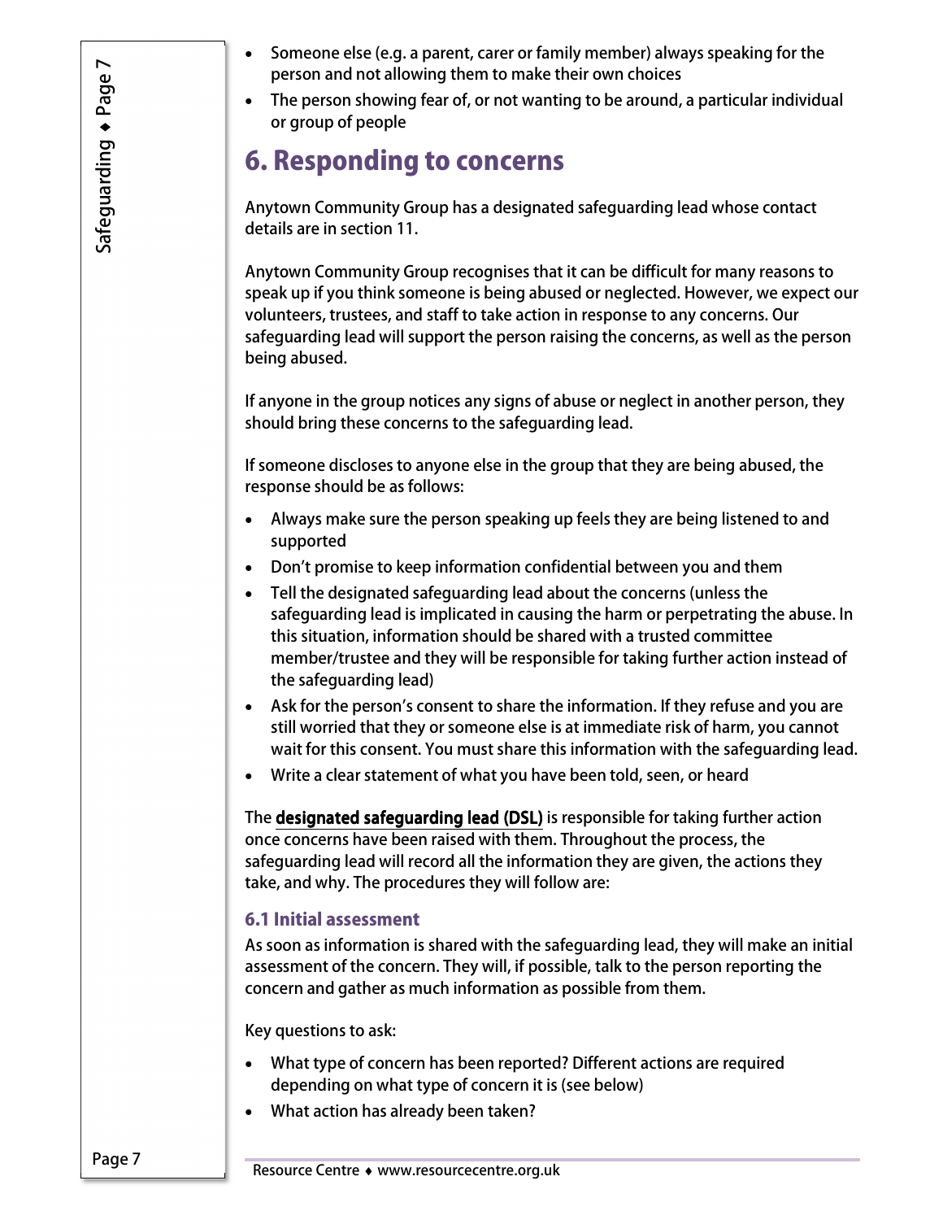- Someone else (e.g. a parent, carer or family member) always speaking for the person and not allowing them to make their own choices
- The person showing fear of, or not wanting to be around, a particular individual or group of people

# 6. Responding to concerns

Anytown Community Group has a designated safeguarding lead whose contact details are in section 11.

Anytown Community Group recognises that it can be difficult for many reasons to speak up if you think someone is being abused or neglected. However, we expect our volunteers, trustees, and staff to take action in response to any concerns. Our safeguarding lead will support the person raising the concerns, as well as the person being abused.

If anyone in the group notices any signs of abuse or neglect in another person, they should bring these concerns to the safeguarding lead.

If someone discloses to anyone else in the group that they are being abused, the response should be as follows:

- Always make sure the person speaking up feels they are being listened to and supported
- Don't promise to keep information confidential between you and them
- Tell the designated safeguarding lead about the concerns (unless the safeguarding lead is implicated in causing the harm or perpetrating the abuse. In this situation, information should be shared with a trusted committee member/trustee and they will be responsible for taking further action instead of the safeguarding lead)
- Ask for the person's consent to share the information. If they refuse and you are still worried that they or someone else is at immediate risk of harm, you cannot wait for this consent. You must share this information with the safeguarding lead.
- Write a clear statement of what you have been told, seen, or heard

The **designated safeguarding lead (DSL)** is responsible for taking further action once concerns have been raised with them. Throughout the process, the safeguarding lead will record all the information they are given, the actions they take, and why. The procedures they will follow are:

## 6.1 Initial assessment

As soon as information is shared with the safeguarding lead, they will make an initial assessment of the concern. They will, if possible, talk to the person reporting the concern and gather as much information as possible from them.

Key questions to ask:

- What type of concern has been reported? Different actions are required depending on what type of concern it is (see below)
- What action has already been taken?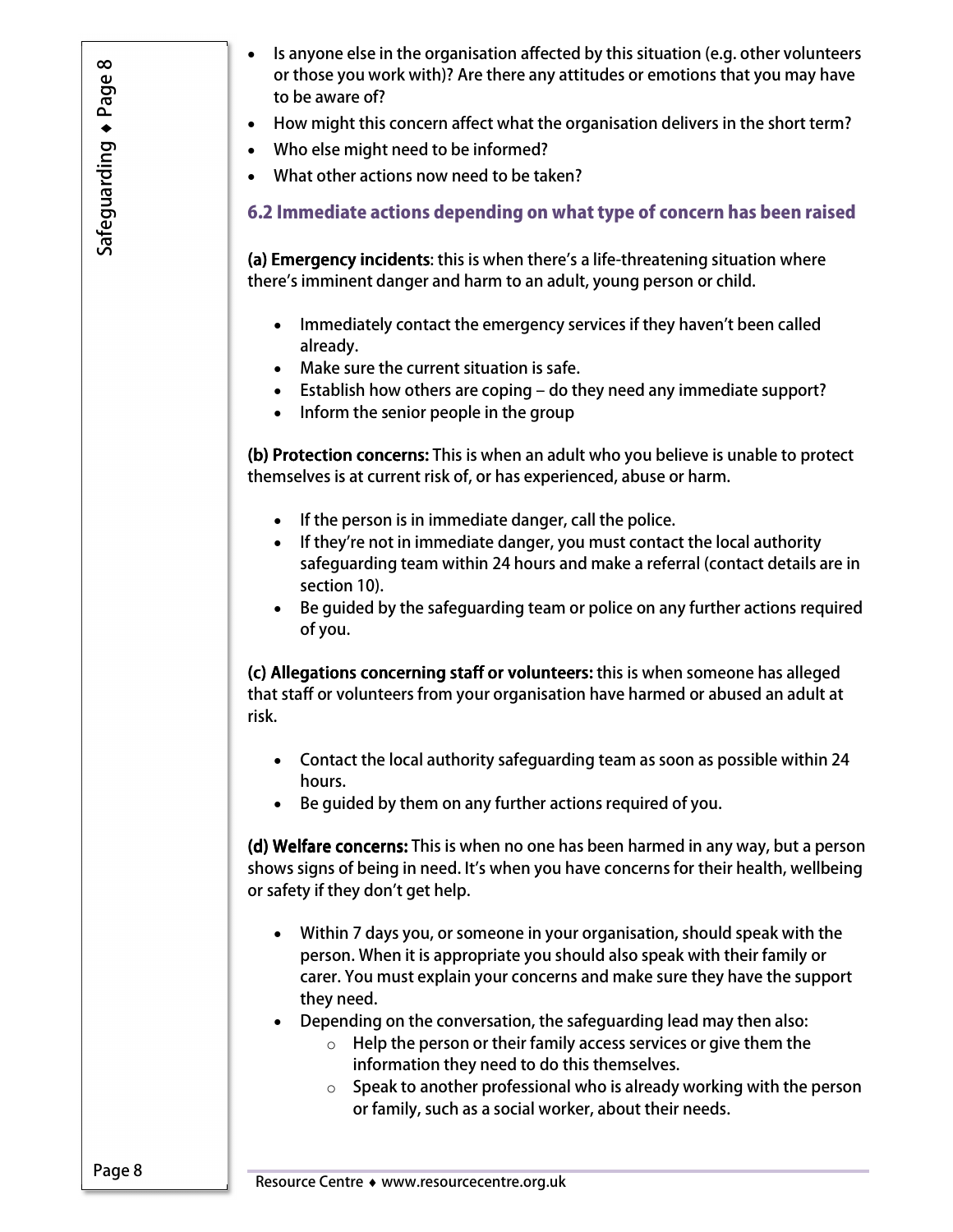- Is anyone else in the organisation affected by this situation (e.g. other volunteers or those you work with)? Are there any attitudes or emotions that you may have to be aware of?
- How might this concern affect what the organisation delivers in the short term?
- Who else might need to be informed?
- What other actions now need to be taken?

### 6.2 Immediate actions depending on what type of concern has been raised

**(a) Emergency incidents**: this is when there's a life-threatening situation where there's imminent danger and harm to an adult, young person or child.

- Immediately contact the emergency services if they haven't been called already.
- Make sure the current situation is safe.
- Establish how others are coping – do they need any immediate support?
- Inform the senior people in the group

**(b) Protection concerns:** This is when an adult who you believe is unable to protect themselves is at current risk of, or has experienced, abuse or harm.

- If the person is in immediate danger, call the police.
- If they're not in immediate danger, you must contact the local authority safeguarding team within 24 hours and make a referral (contact details are in section 10).
- Be guided by the safeguarding team or police on any further actions required of you.

**(c) Allegations concerning staff or volunteers:** this is when someone has alleged that staff or volunteers from your organisation have harmed or abused an adult at risk.

- Contact the local authority safeguarding team as soon as possible within 24 hours.
- Be guided by them on any further actions required of you.

**(d) Welfare concerns:** This is when no one has been harmed in any way, but a person shows signs of being in need. It's when you have concerns for their health, wellbeing or safety if they don't get help.

- Within 7 days you, or someone in your organisation, should speak with the person. When it is appropriate you should also speak with their family or carer. You must explain your concerns and make sure they have the support they need.
- Depending on the conversation, the safeguarding lead may then also:
  - Help the person or their family access services or give them the information they need to do this themselves.
  - Speak to another professional who is already working with the person or family, such as a social worker, about their needs.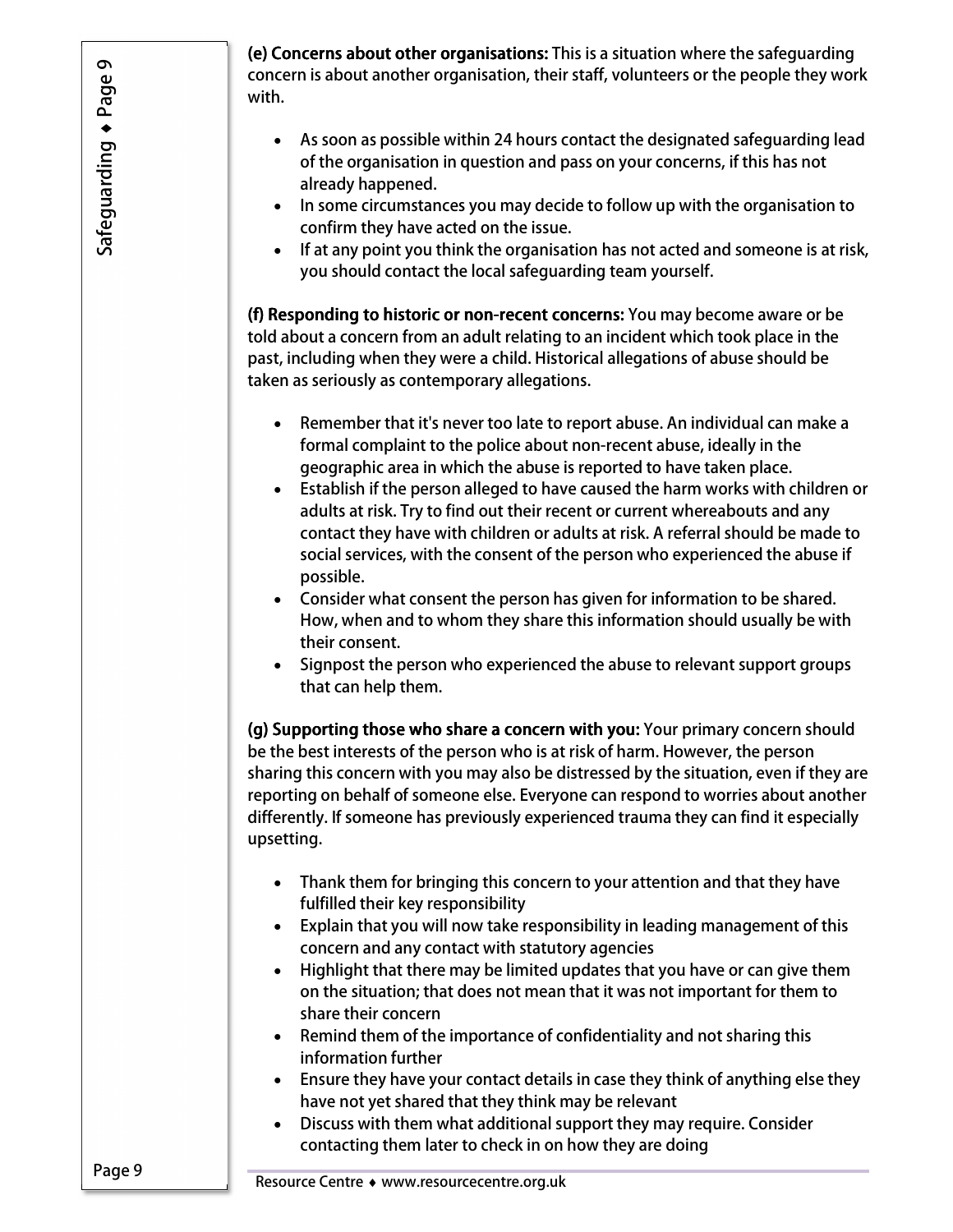**(e) Concerns about other organisations:** This is a situation where the safeguarding concern is about another organisation, their staff, volunteers or the people they work with.

- As soon as possible within 24 hours contact the designated safeguarding lead of the organisation in question and pass on your concerns, if this has not already happened.
- In some circumstances you may decide to follow up with the organisation to confirm they have acted on the issue.
- If at any point you think the organisation has not acted and someone is at risk, you should contact the local safeguarding team yourself.

**(f) Responding to historic or non-recent concerns:** You may become aware or be told about a concern from an adult relating to an incident which took place in the past, including when they were a child. Historical allegations of abuse should be taken as seriously as contemporary allegations.

- Remember that it's never too late to report abuse. An individual can make a formal complaint to the police about non-recent abuse, ideally in the geographic area in which the abuse is reported to have taken place.
- Establish if the person alleged to have caused the harm works with children or adults at risk. Try to find out their recent or current whereabouts and any contact they have with children or adults at risk. A referral should be made to social services, with the consent of the person who experienced the abuse if possible.
- Consider what consent the person has given for information to be shared. How, when and to whom they share this information should usually be with their consent.
- Signpost the person who experienced the abuse to relevant support groups that can help them.

**(g) Supporting those who share a concern with you:** Your primary concern should be the best interests of the person who is at risk of harm. However, the person sharing this concern with you may also be distressed by the situation, even if they are reporting on behalf of someone else. Everyone can respond to worries about another differently. If someone has previously experienced trauma they can find it especially upsetting.

- Thank them for bringing this concern to your attention and that they have fulfilled their key responsibility
- Explain that you will now take responsibility in leading management of this concern and any contact with statutory agencies
- Highlight that there may be limited updates that you have or can give them on the situation; that does not mean that it was not important for them to share their concern
- Remind them of the importance of confidentiality and not sharing this information further
- Ensure they have your contact details in case they think of anything else they have not yet shared that they think may be relevant
- Discuss with them what additional support they may require. Consider contacting them later to check in on how they are doing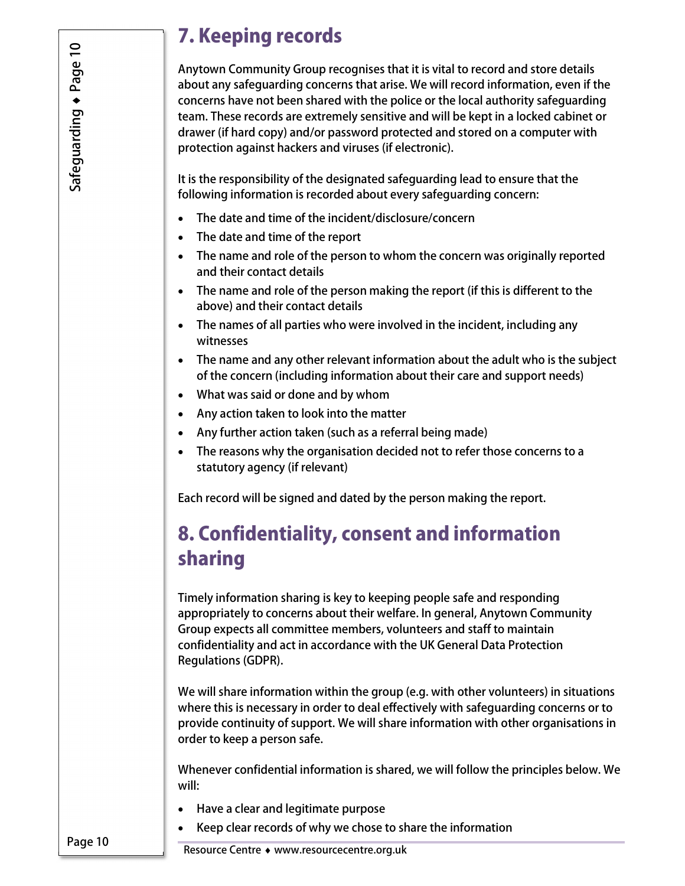## 7. Keeping records

Anytown Community Group recognises that it is vital to record and store details about any safeguarding concerns that arise. We will record information, even if the concerns have not been shared with the police or the local authority safeguarding team. These records are extremely sensitive and will be kept in a locked cabinet or drawer (if hard copy) and/or password protected and stored on a computer with protection against hackers and viruses (if electronic).

It is the responsibility of the designated safeguarding lead to ensure that the following information is recorded about every safeguarding concern:

- The date and time of the incident/disclosure/concern
- The date and time of the report
- The name and role of the person to whom the concern was originally reported and their contact details
- The name and role of the person making the report (if this is different to the above) and their contact details
- The names of all parties who were involved in the incident, including any witnesses
- The name and any other relevant information about the adult who is the subject of the concern (including information about their care and support needs)
- What was said or done and by whom
- Any action taken to look into the matter
- Any further action taken (such as a referral being made)
- The reasons why the organisation decided not to refer those concerns to a statutory agency (if relevant)

Each record will be signed and dated by the person making the report.

## 8. Confidentiality, consent and information sharing

Timely information sharing is key to keeping people safe and responding appropriately to concerns about their welfare. In general, Anytown Community Group expects all committee members, volunteers and staff to maintain confidentiality and act in accordance with the UK General Data Protection Regulations (GDPR).

We will share information within the group (e.g. with other volunteers) in situations where this is necessary in order to deal effectively with safeguarding concerns or to provide continuity of support. We will share information with other organisations in order to keep a person safe.

Whenever confidential information is shared, we will follow the principles below. We will:

- Have a clear and legitimate purpose
- Keep clear records of why we chose to share the information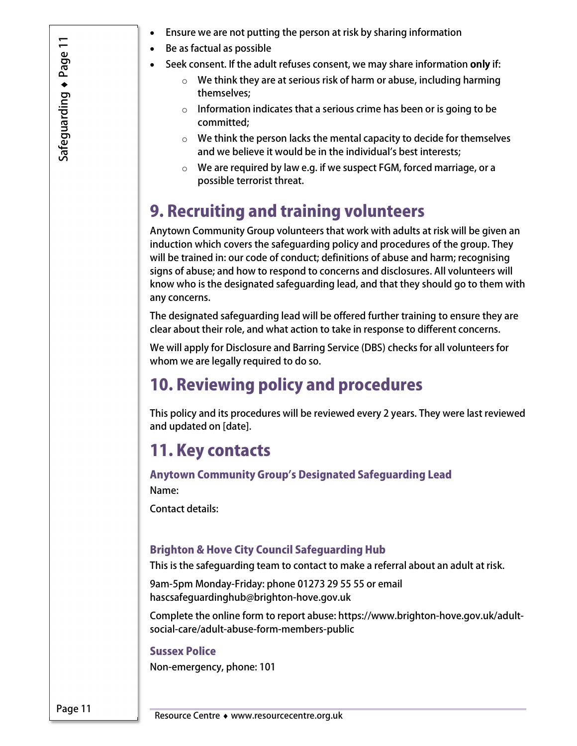- Ensure we are not putting the person at risk by sharing information
- Be as factual as possible
- Seek consent. If the adult refuses consent, we may share information **only** if:
  - We think they are at serious risk of harm or abuse, including harming themselves;
  - Information indicates that a serious crime has been or is going to be committed;
  - We think the person lacks the mental capacity to decide for themselves and we believe it would be in the individual's best interests;
  - We are required by law e.g. if we suspect FGM, forced marriage, or a possible terrorist threat.

## 9. Recruiting and training volunteers

Anytown Community Group volunteers that work with adults at risk will be given an induction which covers the safeguarding policy and procedures of the group. They will be trained in: our code of conduct; definitions of abuse and harm; recognising signs of abuse; and how to respond to concerns and disclosures. All volunteers will know who is the designated safeguarding lead, and that they should go to them with any concerns.

The designated safeguarding lead will be offered further training to ensure they are clear about their role, and what action to take in response to different concerns.

We will apply for Disclosure and Barring Service (DBS) checks for all volunteers for whom we are legally required to do so.

## 10. Reviewing policy and procedures

This policy and its procedures will be reviewed every 2 years. They were last reviewed and updated on [date].

## 11. Key contacts

### Anytown Community Group's Designated Safeguarding Lead

Name:

Contact details:

### Brighton & Hove City Council Safeguarding Hub

This is the safeguarding team to contact to make a referral about an adult at risk.

9am-5pm Monday-Friday: phone 01273 29 55 55 or email hascsafeguardinghub@brighton-hove.gov.uk

Complete the online form to report abuse: https://www.brighton-hove.gov.uk/adult-social-care/adult-abuse-form-members-public

### Sussex Police

Non-emergency, phone: 101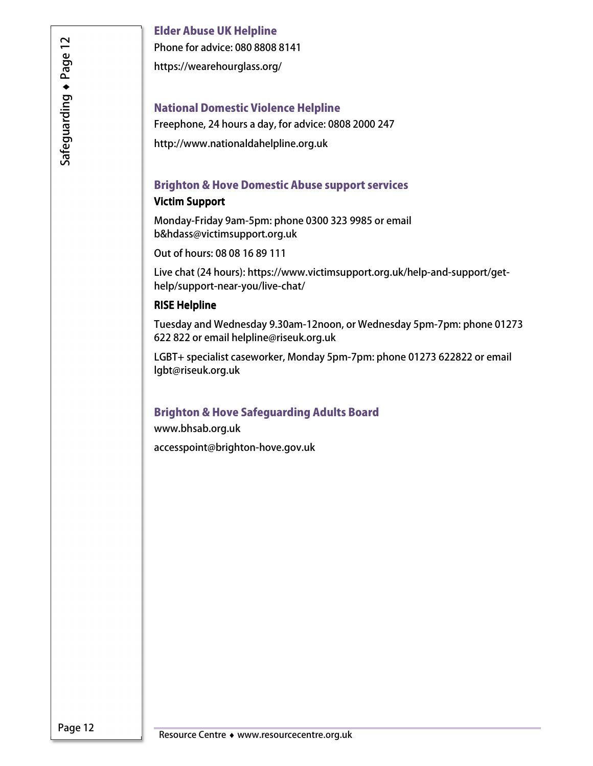### Elder Abuse UK Helpline

Phone for advice: 080 8808 8141

https://wearehourglass.org/

### National Domestic Violence Helpline

Freephone, 24 hours a day, for advice: 0808 2000 247

http://www.nationaldahelpline.org.uk

### Brighton & Hove Domestic Abuse support services

**Victim Support**

Monday-Friday 9am-5pm: phone 0300 323 9985 or email b&hdass@victimsupport.org.uk

Out of hours: 08 08 16 89 111

Live chat (24 hours): https://www.victimsupport.org.uk/help-and-support/get-help/support-near-you/live-chat/

**RISE Helpline**

Tuesday and Wednesday 9.30am-12noon, or Wednesday 5pm-7pm: phone 01273 622 822 or email helpline@riseuk.org.uk

LGBT+ specialist caseworker, Monday 5pm-7pm: phone 01273 622822 or email lgbt@riseuk.org.uk

### Brighton & Hove Safeguarding Adults Board

www.bhsab.org.uk

accesspoint@brighton-hove.gov.uk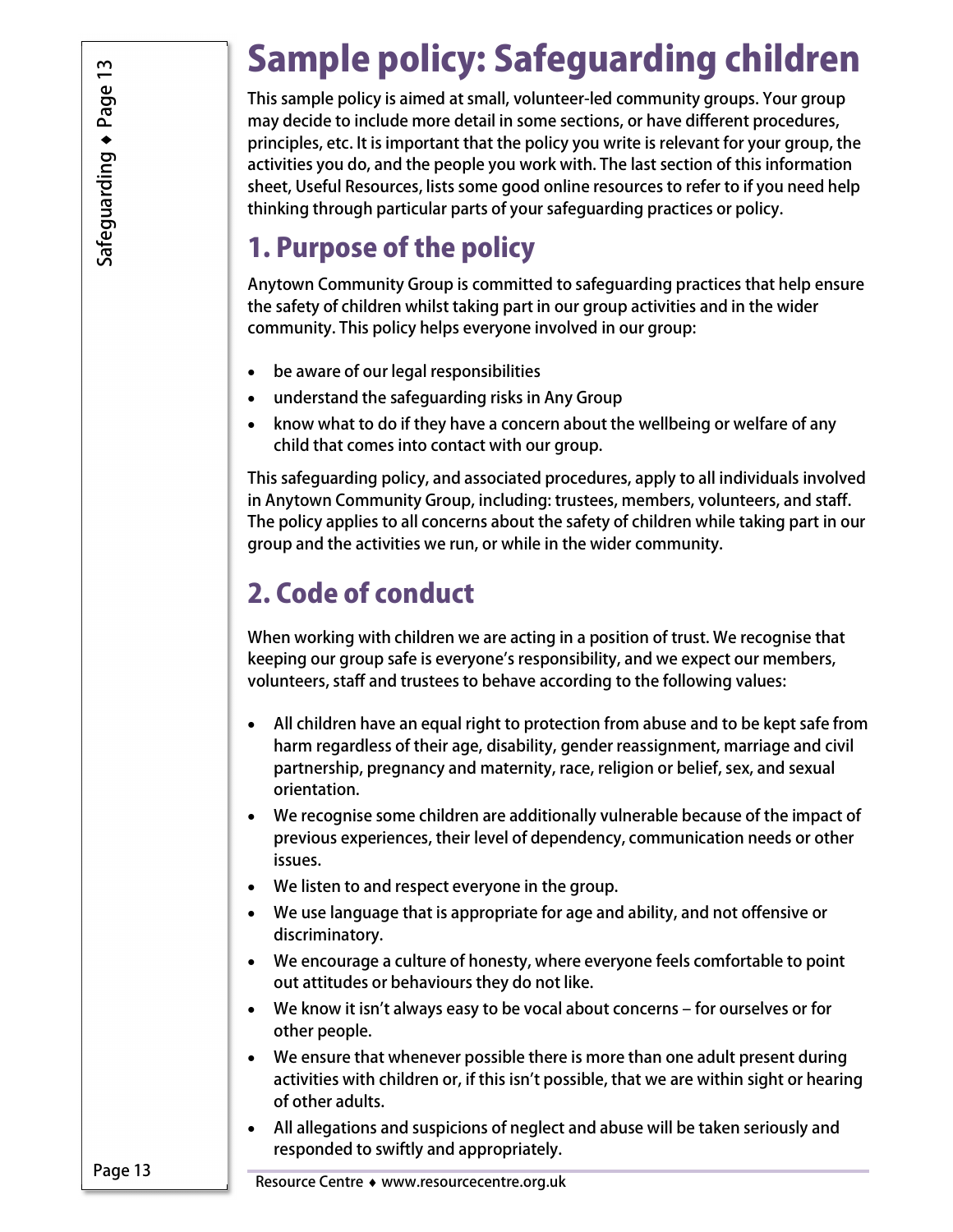# Sample policy: Safeguarding children

This sample policy is aimed at small, volunteer-led community groups. Your group may decide to include more detail in some sections, or have different procedures, principles, etc. It is important that the policy you write is relevant for your group, the activities you do, and the people you work with. The last section of this information sheet, Useful Resources, lists some good online resources to refer to if you need help thinking through particular parts of your safeguarding practices or policy.

## 1. Purpose of the policy

Anytown Community Group is committed to safeguarding practices that help ensure the safety of children whilst taking part in our group activities and in the wider community. This policy helps everyone involved in our group:

- be aware of our legal responsibilities
- understand the safeguarding risks in Any Group
- know what to do if they have a concern about the wellbeing or welfare of any child that comes into contact with our group.

This safeguarding policy, and associated procedures, apply to all individuals involved in Anytown Community Group, including: trustees, members, volunteers, and staff. The policy applies to all concerns about the safety of children while taking part in our group and the activities we run, or while in the wider community.

## 2. Code of conduct

When working with children we are acting in a position of trust. We recognise that keeping our group safe is everyone's responsibility, and we expect our members, volunteers, staff and trustees to behave according to the following values:

- All children have an equal right to protection from abuse and to be kept safe from harm regardless of their age, disability, gender reassignment, marriage and civil partnership, pregnancy and maternity, race, religion or belief, sex, and sexual orientation.
- We recognise some children are additionally vulnerable because of the impact of previous experiences, their level of dependency, communication needs or other issues.
- We listen to and respect everyone in the group.
- We use language that is appropriate for age and ability, and not offensive or discriminatory.
- We encourage a culture of honesty, where everyone feels comfortable to point out attitudes or behaviours they do not like.
- We know it isn't always easy to be vocal about concerns – for ourselves or for other people.
- We ensure that whenever possible there is more than one adult present during activities with children or, if this isn't possible, that we are within sight or hearing of other adults.
- All allegations and suspicions of neglect and abuse will be taken seriously and responded to swiftly and appropriately.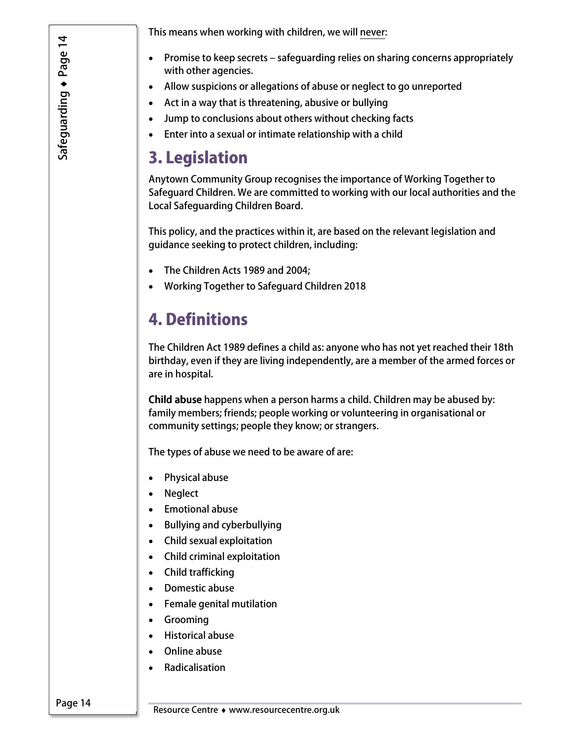This means when working with children, we will never:

- Promise to keep secrets – safeguarding relies on sharing concerns appropriately with other agencies.
- Allow suspicions or allegations of abuse or neglect to go unreported
- Act in a way that is threatening, abusive or bullying
- Jump to conclusions about others without checking facts
- Enter into a sexual or intimate relationship with a child

## 3. Legislation

Anytown Community Group recognises the importance of Working Together to Safeguard Children. We are committed to working with our local authorities and the Local Safeguarding Children Board.

This policy, and the practices within it, are based on the relevant legislation and guidance seeking to protect children, including:

- The Children Acts 1989 and 2004;
- Working Together to Safeguard Children 2018

## 4. Definitions

The Children Act 1989 defines a child as: anyone who has not yet reached their 18th birthday, even if they are living independently, are a member of the armed forces or are in hospital.

**Child abuse** happens when a person harms a child. Children may be abused by: family members; friends; people working or volunteering in organisational or community settings; people they know; or strangers.

The types of abuse we need to be aware of are:

- Physical abuse
- Neglect
- Emotional abuse
- Bullying and cyberbullying
- Child sexual exploitation
- Child criminal exploitation
- Child trafficking
- Domestic abuse
- Female genital mutilation
- Grooming
- Historical abuse
- Online abuse
- Radicalisation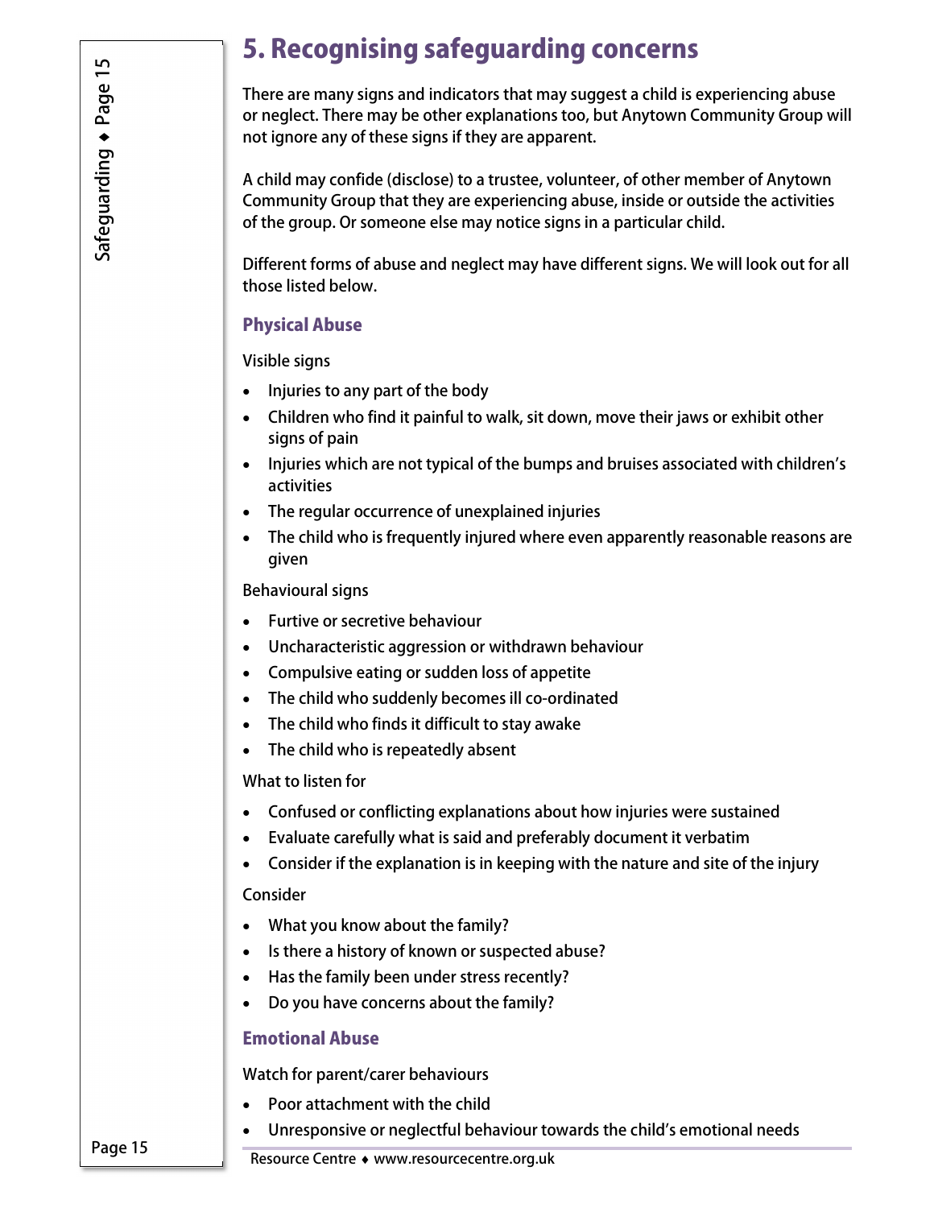## 5. Recognising safeguarding concerns

There are many signs and indicators that may suggest a child is experiencing abuse or neglect. There may be other explanations too, but Anytown Community Group will not ignore any of these signs if they are apparent.

A child may confide (disclose) to a trustee, volunteer, of other member of Anytown Community Group that they are experiencing abuse, inside or outside the activities of the group. Or someone else may notice signs in a particular child.

Different forms of abuse and neglect may have different signs. We will look out for all those listed below.

### Physical Abuse

Visible signs

- Injuries to any part of the body
- Children who find it painful to walk, sit down, move their jaws or exhibit other signs of pain
- Injuries which are not typical of the bumps and bruises associated with children's activities
- The regular occurrence of unexplained injuries
- The child who is frequently injured where even apparently reasonable reasons are given

Behavioural signs

- Furtive or secretive behaviour
- Uncharacteristic aggression or withdrawn behaviour
- Compulsive eating or sudden loss of appetite
- The child who suddenly becomes ill co-ordinated
- The child who finds it difficult to stay awake
- The child who is repeatedly absent

What to listen for

- Confused or conflicting explanations about how injuries were sustained
- Evaluate carefully what is said and preferably document it verbatim
- Consider if the explanation is in keeping with the nature and site of the injury

Consider

- What you know about the family?
- Is there a history of known or suspected abuse?
- Has the family been under stress recently?
- Do you have concerns about the family?

### Emotional Abuse

Watch for parent/carer behaviours

- Poor attachment with the child
- Unresponsive or neglectful behaviour towards the child's emotional needs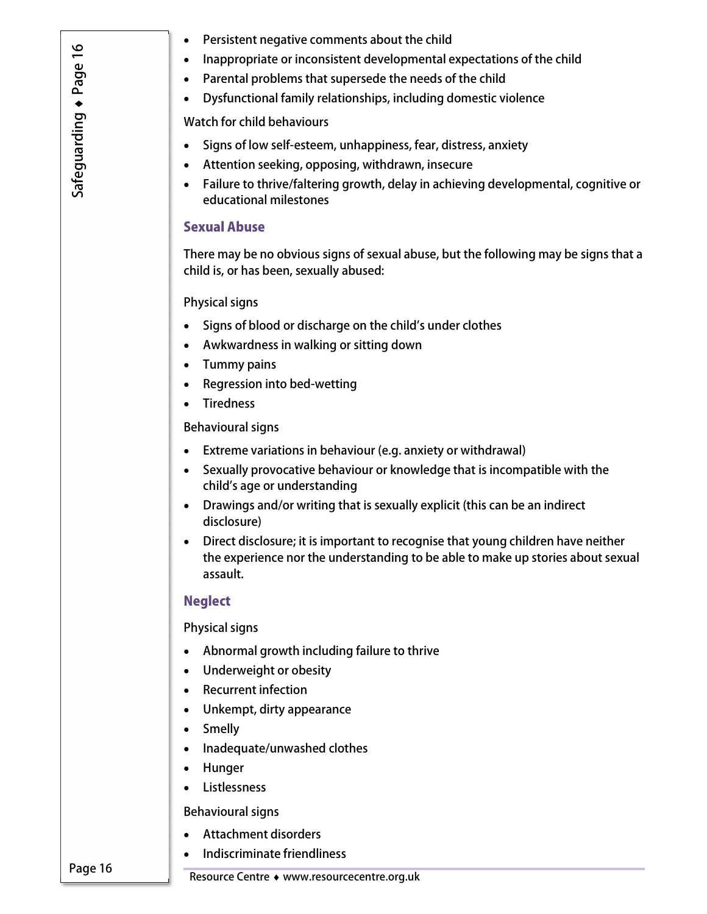- Persistent negative comments about the child
- Inappropriate or inconsistent developmental expectations of the child
- Parental problems that supersede the needs of the child
- Dysfunctional family relationships, including domestic violence

Watch for child behaviours

- Signs of low self-esteem, unhappiness, fear, distress, anxiety
- Attention seeking, opposing, withdrawn, insecure
- Failure to thrive/faltering growth, delay in achieving developmental, cognitive or educational milestones

### Sexual Abuse

There may be no obvious signs of sexual abuse, but the following may be signs that a child is, or has been, sexually abused:

Physical signs

- Signs of blood or discharge on the child's under clothes
- Awkwardness in walking or sitting down
- Tummy pains
- Regression into bed-wetting
- Tiredness

Behavioural signs

- Extreme variations in behaviour (e.g. anxiety or withdrawal)
- Sexually provocative behaviour or knowledge that is incompatible with the child's age or understanding
- Drawings and/or writing that is sexually explicit (this can be an indirect disclosure)
- Direct disclosure; it is important to recognise that young children have neither the experience nor the understanding to be able to make up stories about sexual assault.

### Neglect

Physical signs

- Abnormal growth including failure to thrive
- Underweight or obesity
- Recurrent infection
- Unkempt, dirty appearance
- Smelly
- Inadequate/unwashed clothes
- Hunger
- Listlessness

Behavioural signs

- Attachment disorders
- Indiscriminate friendliness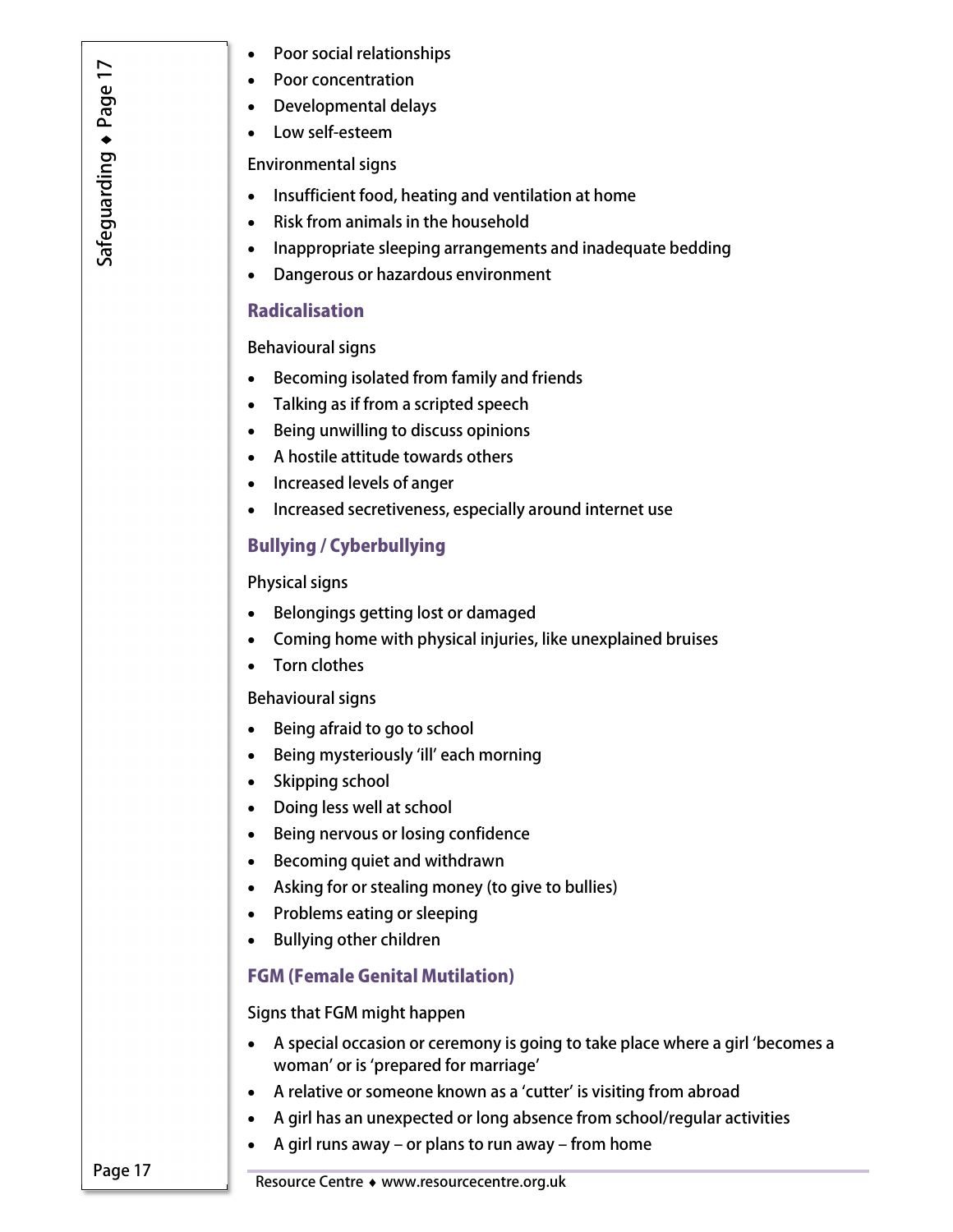- Poor social relationships
- Poor concentration
- Developmental delays
- Low self-esteem

Environmental signs

- Insufficient food, heating and ventilation at home
- Risk from animals in the household
- Inappropriate sleeping arrangements and inadequate bedding
- Dangerous or hazardous environment

## Radicalisation

Behavioural signs

- Becoming isolated from family and friends
- Talking as if from a scripted speech
- Being unwilling to discuss opinions
- A hostile attitude towards others
- Increased levels of anger
- Increased secretiveness, especially around internet use

## Bullying / Cyberbullying

Physical signs

- Belongings getting lost or damaged
- Coming home with physical injuries, like unexplained bruises
- Torn clothes

Behavioural signs

- Being afraid to go to school
- Being mysteriously 'ill' each morning
- Skipping school
- Doing less well at school
- Being nervous or losing confidence
- Becoming quiet and withdrawn
- Asking for or stealing money (to give to bullies)
- Problems eating or sleeping
- Bullying other children

## FGM (Female Genital Mutilation)

Signs that FGM might happen

- A special occasion or ceremony is going to take place where a girl 'becomes a woman' or is 'prepared for marriage'
- A relative or someone known as a 'cutter' is visiting from abroad
- A girl has an unexpected or long absence from school/regular activities
- A girl runs away – or plans to run away – from home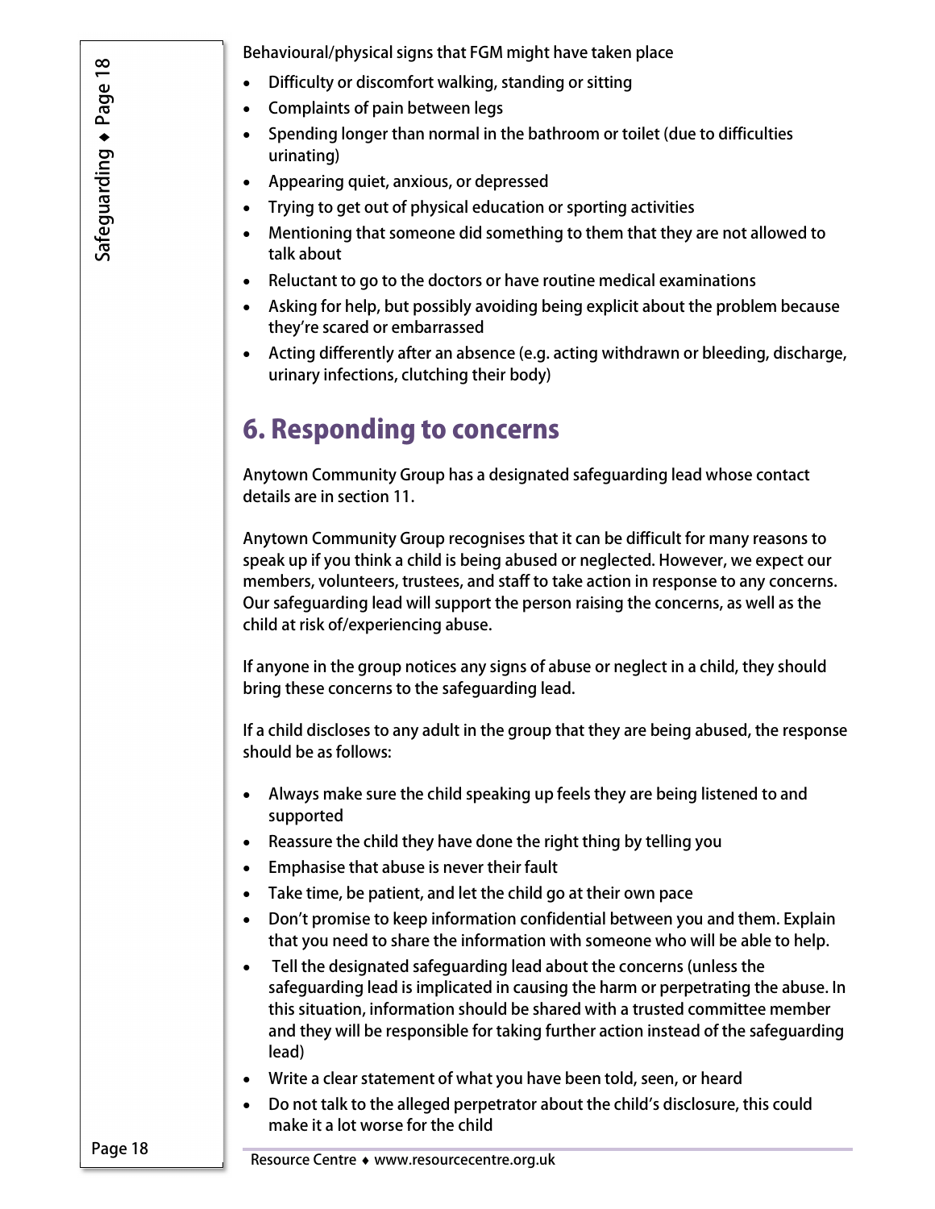Behavioural/physical signs that FGM might have taken place

- Difficulty or discomfort walking, standing or sitting
- Complaints of pain between legs
- Spending longer than normal in the bathroom or toilet (due to difficulties urinating)
- Appearing quiet, anxious, or depressed
- Trying to get out of physical education or sporting activities
- Mentioning that someone did something to them that they are not allowed to talk about
- Reluctant to go to the doctors or have routine medical examinations
- Asking for help, but possibly avoiding being explicit about the problem because they're scared or embarrassed
- Acting differently after an absence (e.g. acting withdrawn or bleeding, discharge, urinary infections, clutching their body)

## 6. Responding to concerns

Anytown Community Group has a designated safeguarding lead whose contact details are in section 11.

Anytown Community Group recognises that it can be difficult for many reasons to speak up if you think a child is being abused or neglected. However, we expect our members, volunteers, trustees, and staff to take action in response to any concerns. Our safeguarding lead will support the person raising the concerns, as well as the child at risk of/experiencing abuse.

If anyone in the group notices any signs of abuse or neglect in a child, they should bring these concerns to the safeguarding lead.

If a child discloses to any adult in the group that they are being abused, the response should be as follows:

- Always make sure the child speaking up feels they are being listened to and supported
- Reassure the child they have done the right thing by telling you
- Emphasise that abuse is never their fault
- Take time, be patient, and let the child go at their own pace
- Don't promise to keep information confidential between you and them. Explain that you need to share the information with someone who will be able to help.
- Tell the designated safeguarding lead about the concerns (unless the safeguarding lead is implicated in causing the harm or perpetrating the abuse. In this situation, information should be shared with a trusted committee member and they will be responsible for taking further action instead of the safeguarding lead)
- Write a clear statement of what you have been told, seen, or heard
- Do not talk to the alleged perpetrator about the child's disclosure, this could make it a lot worse for the child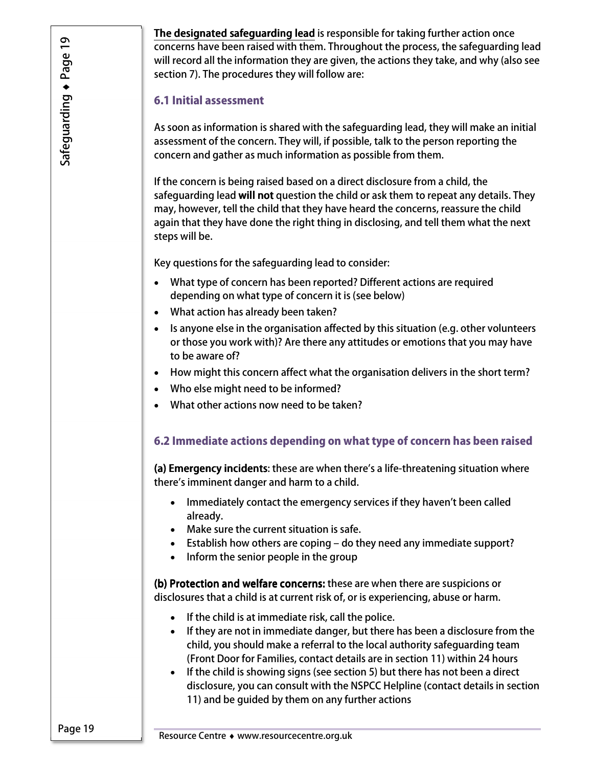**The designated safeguarding lead** is responsible for taking further action once concerns have been raised with them. Throughout the process, the safeguarding lead will record all the information they are given, the actions they take, and why (also see section 7). The procedures they will follow are:

### 6.1 Initial assessment

As soon as information is shared with the safeguarding lead, they will make an initial assessment of the concern. They will, if possible, talk to the person reporting the concern and gather as much information as possible from them.

If the concern is being raised based on a direct disclosure from a child, the safeguarding lead **will not** question the child or ask them to repeat any details. They may, however, tell the child that they have heard the concerns, reassure the child again that they have done the right thing in disclosing, and tell them what the next steps will be.

Key questions for the safeguarding lead to consider:

- What type of concern has been reported? Different actions are required depending on what type of concern it is (see below)
- What action has already been taken?
- Is anyone else in the organisation affected by this situation (e.g. other volunteers or those you work with)? Are there any attitudes or emotions that you may have to be aware of?
- How might this concern affect what the organisation delivers in the short term?
- Who else might need to be informed?
- What other actions now need to be taken?

### 6.2 Immediate actions depending on what type of concern has been raised

**(a) Emergency incidents**: these are when there's a life-threatening situation where there's imminent danger and harm to a child.

- Immediately contact the emergency services if they haven't been called already.
- Make sure the current situation is safe.
- Establish how others are coping – do they need any immediate support?
- Inform the senior people in the group

**(b) Protection and welfare concerns:** these are when there are suspicions or disclosures that a child is at current risk of, or is experiencing, abuse or harm.

- If the child is at immediate risk, call the police.
- If they are not in immediate danger, but there has been a disclosure from the child, you should make a referral to the local authority safeguarding team (Front Door for Families, contact details are in section 11) within 24 hours
- If the child is showing signs (see section 5) but there has not been a direct disclosure, you can consult with the NSPCC Helpline (contact details in section 11) and be guided by them on any further actions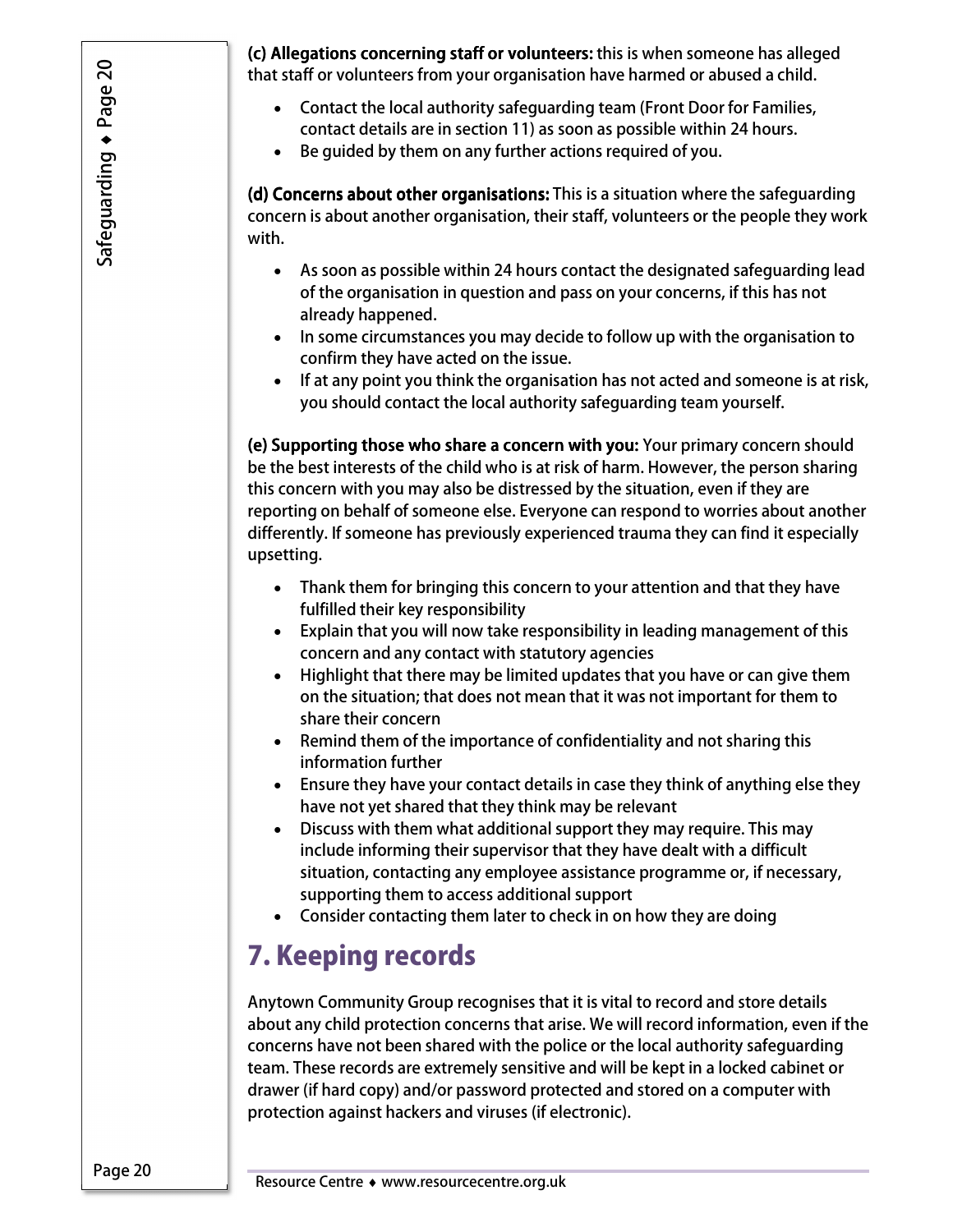**(c) Allegations concerning staff or volunteers:** this is when someone has alleged that staff or volunteers from your organisation have harmed or abused a child.

- Contact the local authority safeguarding team (Front Door for Families, contact details are in section 11) as soon as possible within 24 hours.
- Be guided by them on any further actions required of you.

**(d) Concerns about other organisations:** This is a situation where the safeguarding concern is about another organisation, their staff, volunteers or the people they work with.

- As soon as possible within 24 hours contact the designated safeguarding lead of the organisation in question and pass on your concerns, if this has not already happened.
- In some circumstances you may decide to follow up with the organisation to confirm they have acted on the issue.
- If at any point you think the organisation has not acted and someone is at risk, you should contact the local authority safeguarding team yourself.

**(e) Supporting those who share a concern with you:** Your primary concern should be the best interests of the child who is at risk of harm. However, the person sharing this concern with you may also be distressed by the situation, even if they are reporting on behalf of someone else. Everyone can respond to worries about another differently. If someone has previously experienced trauma they can find it especially upsetting.

- Thank them for bringing this concern to your attention and that they have fulfilled their key responsibility
- Explain that you will now take responsibility in leading management of this concern and any contact with statutory agencies
- Highlight that there may be limited updates that you have or can give them on the situation; that does not mean that it was not important for them to share their concern
- Remind them of the importance of confidentiality and not sharing this information further
- Ensure they have your contact details in case they think of anything else they have not yet shared that they think may be relevant
- Discuss with them what additional support they may require. This may include informing their supervisor that they have dealt with a difficult situation, contacting any employee assistance programme or, if necessary, supporting them to access additional support
- Consider contacting them later to check in on how they are doing

# 7. Keeping records

Anytown Community Group recognises that it is vital to record and store details about any child protection concerns that arise. We will record information, even if the concerns have not been shared with the police or the local authority safeguarding team. These records are extremely sensitive and will be kept in a locked cabinet or drawer (if hard copy) and/or password protected and stored on a computer with protection against hackers and viruses (if electronic).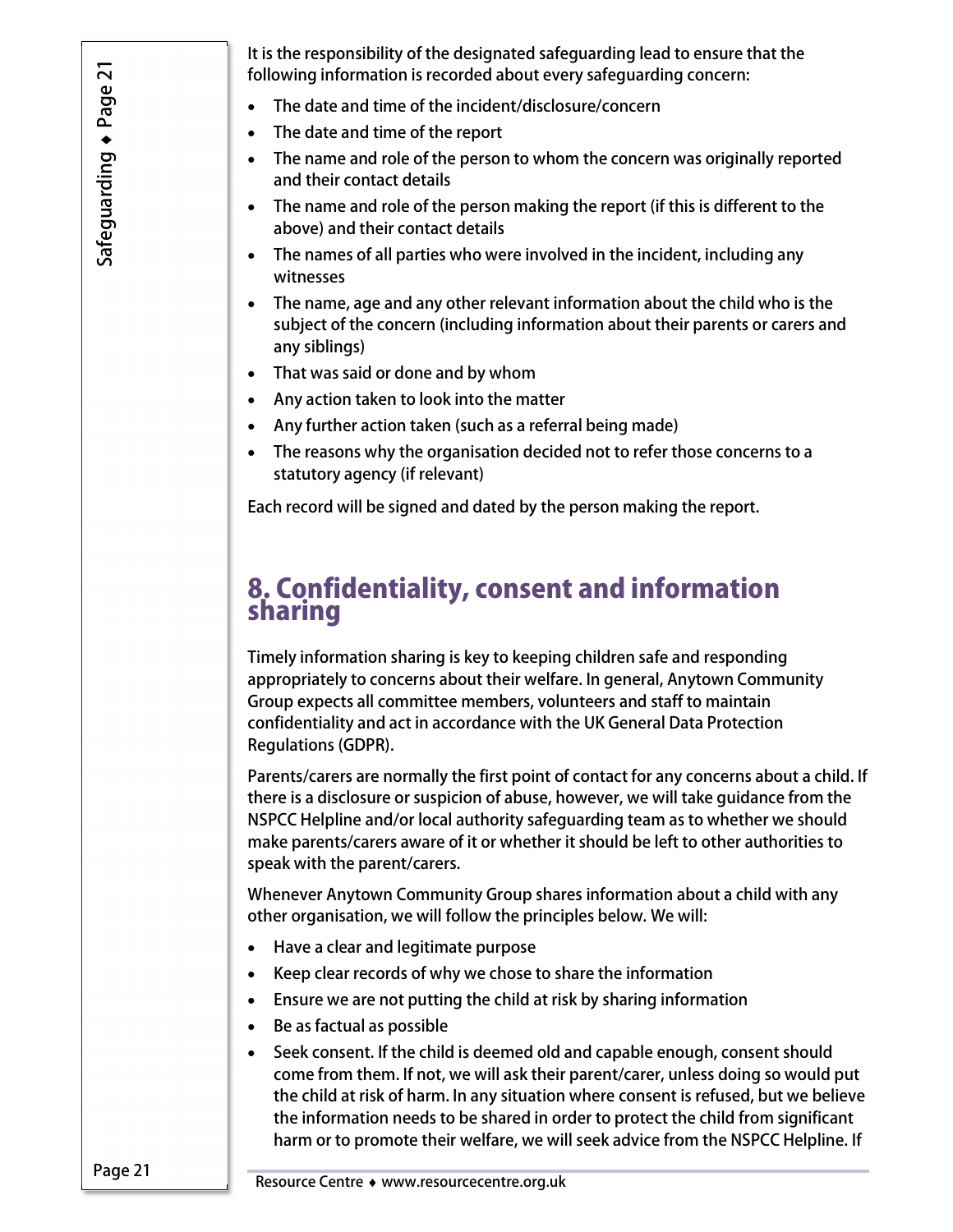It is the responsibility of the designated safeguarding lead to ensure that the following information is recorded about every safeguarding concern:

- The date and time of the incident/disclosure/concern
- The date and time of the report
- The name and role of the person to whom the concern was originally reported and their contact details
- The name and role of the person making the report (if this is different to the above) and their contact details
- The names of all parties who were involved in the incident, including any witnesses
- The name, age and any other relevant information about the child who is the subject of the concern (including information about their parents or carers and any siblings)
- That was said or done and by whom
- Any action taken to look into the matter
- Any further action taken (such as a referral being made)
- The reasons why the organisation decided not to refer those concerns to a statutory agency (if relevant)

Each record will be signed and dated by the person making the report.

## 8. Confidentiality, consent and information sharing

Timely information sharing is key to keeping children safe and responding appropriately to concerns about their welfare. In general, Anytown Community Group expects all committee members, volunteers and staff to maintain confidentiality and act in accordance with the UK General Data Protection Regulations (GDPR).

Parents/carers are normally the first point of contact for any concerns about a child. If there is a disclosure or suspicion of abuse, however, we will take guidance from the NSPCC Helpline and/or local authority safeguarding team as to whether we should make parents/carers aware of it or whether it should be left to other authorities to speak with the parent/carers.

Whenever Anytown Community Group shares information about a child with any other organisation, we will follow the principles below. We will:

- Have a clear and legitimate purpose
- Keep clear records of why we chose to share the information
- Ensure we are not putting the child at risk by sharing information
- Be as factual as possible
- Seek consent. If the child is deemed old and capable enough, consent should come from them. If not, we will ask their parent/carer, unless doing so would put the child at risk of harm. In any situation where consent is refused, but we believe the information needs to be shared in order to protect the child from significant harm or to promote their welfare, we will seek advice from the NSPCC Helpline. If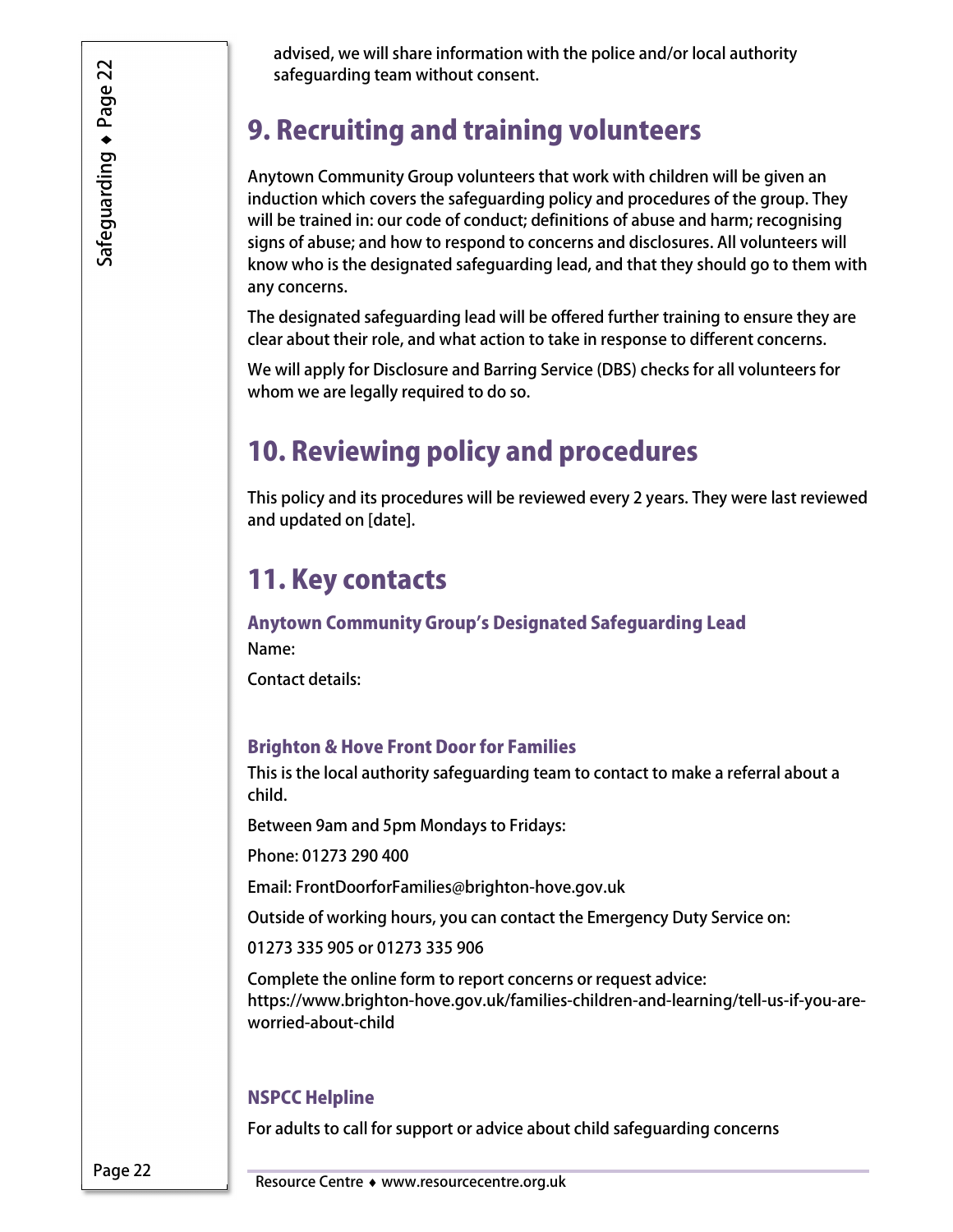advised, we will share information with the police and/or local authority safeguarding team without consent.

## 9. Recruiting and training volunteers

Anytown Community Group volunteers that work with children will be given an induction which covers the safeguarding policy and procedures of the group. They will be trained in: our code of conduct; definitions of abuse and harm; recognising signs of abuse; and how to respond to concerns and disclosures. All volunteers will know who is the designated safeguarding lead, and that they should go to them with any concerns.

The designated safeguarding lead will be offered further training to ensure they are clear about their role, and what action to take in response to different concerns.

We will apply for Disclosure and Barring Service (DBS) checks for all volunteers for whom we are legally required to do so.

## 10. Reviewing policy and procedures

This policy and its procedures will be reviewed every 2 years. They were last reviewed and updated on [date].

## 11. Key contacts

### Anytown Community Group's Designated Safeguarding Lead

Name:

Contact details:

### Brighton & Hove Front Door for Families

This is the local authority safeguarding team to contact to make a referral about a child.

Between 9am and 5pm Mondays to Fridays:

Phone: 01273 290 400

Email: FrontDoorforFamilies@brighton-hove.gov.uk

Outside of working hours, you can contact the Emergency Duty Service on:

01273 335 905 or 01273 335 906

Complete the online form to report concerns or request advice: https://www.brighton-hove.gov.uk/families-children-and-learning/tell-us-if-you-are-worried-about-child

### NSPCC Helpline

For adults to call for support or advice about child safeguarding concerns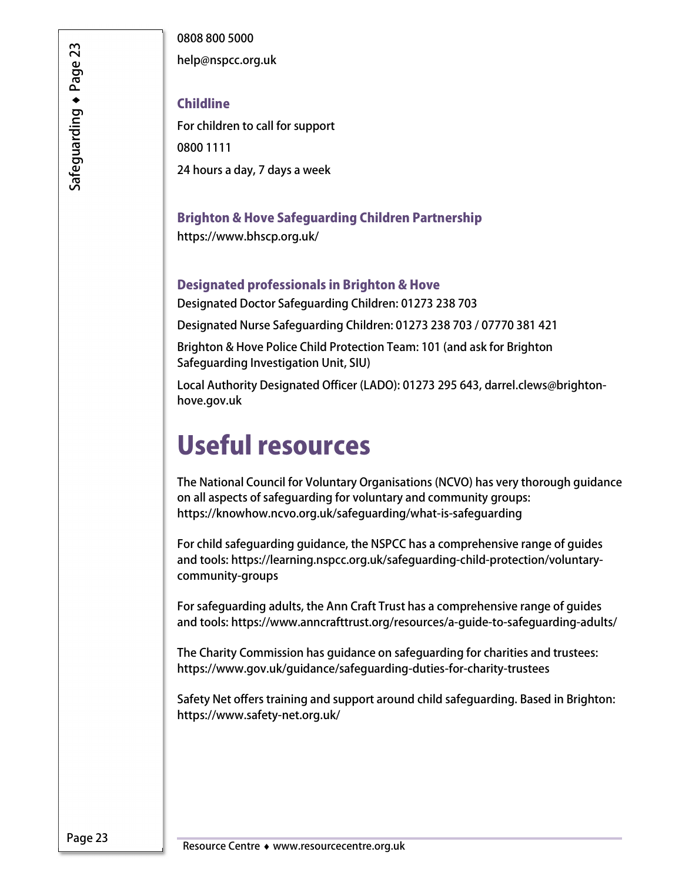0808 800 5000

help@nspcc.org.uk

### Childline

For children to call for support

0800 1111

24 hours a day, 7 days a week

### Brighton & Hove Safeguarding Children Partnership

https://www.bhscp.org.uk/

### Designated professionals in Brighton & Hove

Designated Doctor Safeguarding Children: 01273 238 703

Designated Nurse Safeguarding Children: 01273 238 703 / 07770 381 421

Brighton & Hove Police Child Protection Team: 101 (and ask for Brighton Safeguarding Investigation Unit, SIU)

Local Authority Designated Officer (LADO): 01273 295 643, darrel.clews@brighton-hove.gov.uk

# Useful resources

The National Council for Voluntary Organisations (NCVO) has very thorough guidance on all aspects of safeguarding for voluntary and community groups: https://knowhow.ncvo.org.uk/safeguarding/what-is-safeguarding

For child safeguarding guidance, the NSPCC has a comprehensive range of guides and tools: https://learning.nspcc.org.uk/safeguarding-child-protection/voluntary-community-groups

For safeguarding adults, the Ann Craft Trust has a comprehensive range of guides and tools: https://www.anncrafttrust.org/resources/a-guide-to-safeguarding-adults/

The Charity Commission has guidance on safeguarding for charities and trustees: https://www.gov.uk/guidance/safeguarding-duties-for-charity-trustees

Safety Net offers training and support around child safeguarding. Based in Brighton: https://www.safety-net.org.uk/